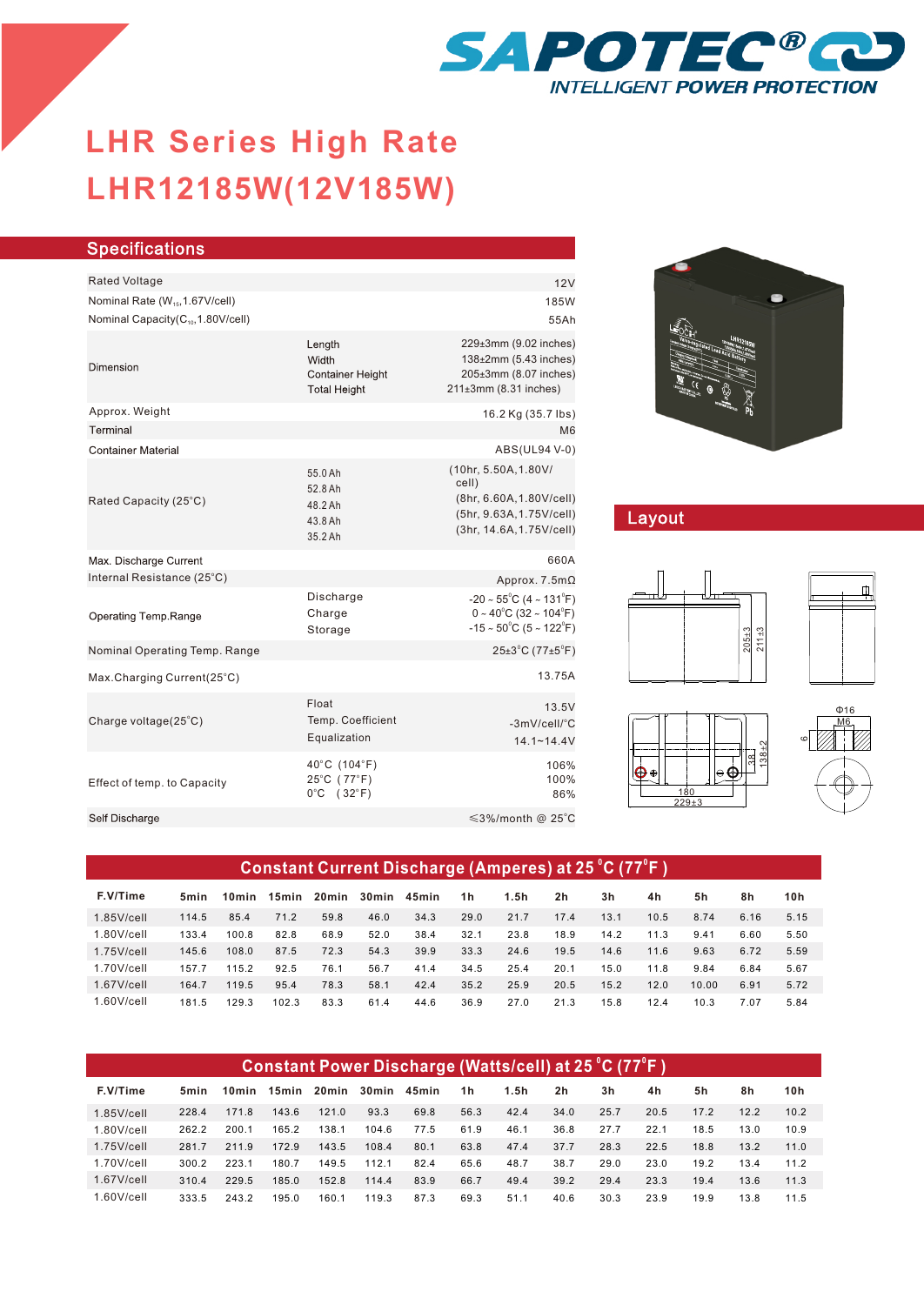SAPOTEC®

INTELLIGENT POWER PROTECTION

# LHR Series High Rate

# LHR12185W(12V185W)

## Specifications

| | | |
|---|---|---|
| Rated Voltage | | 12V |
| Nominal Rate ($W_{15}$,1.67V/cell) | | 185W |
| Nominal Capacity($C_{10}$,1.80V/cell) | | 55Ah |
| Dimension | Length<br>Width<br>Container Height<br>Total Height | 229±3mm (9.02 inches)<br>138±2mm (5.43 inches)<br>205±3mm (8.07 inches)<br>211±3mm (8.31 inches) |
| Approx. Weight | | 16.2 Kg (35.7 lbs) |
| Terminal | | M6 |
| Container Material | | ABS(UL94 V-0) |
| Rated Capacity (25°C) | 55.0Ah<br>52.8Ah<br>48.2Ah<br>43.8Ah<br>35.2Ah | (10hr, 5.50A,1.80V/cell)<br>(8hr, 6.60A,1.80V/cell)<br>(5hr, 9.63A,1.75V/cell)<br>(3hr, 14.6A,1.75V/cell) |
| Max. Discharge Current | | 660A |
| Internal Resistance (25°C) | | Approx. 7.5mΩ |
| Operating Temp.Range | Discharge<br>Charge<br>Storage | -20 ~ 55°C (4 ~ 131°F)<br>0 ~ 40°C (32 ~ 104°F)<br>-15 ~ 50°C (5 ~ 122°F) |
| Nominal Operating Temp. Range | | 25±3°C (77±5°F) |
| Max.Charging Current(25°C) | | 13.75A |
| Charge voltage(25°C) | Float<br>Temp. Coefficient<br>Equalization | 13.5V<br>-3mV/cell/°C<br>14.1~14.4V |
| Effect of temp. to Capacity | 40°C (104°F)<br>25°C (77°F)<br>0°C (32°F) | 106%<br>100%<br>86% |
| Self Discharge | | ≤3%/month @ 25°C |

## Layout

## Constant Current Discharge (Amperes) at 25°C (77°F)

| F.V/Time | 5min | 10min | 15min | 20min | 30min | 45min | 1h | 1.5h | 2h | 3h | 4h | 5h | 8h | 10h |
|---|---|---|---|---|---|---|---|---|---|---|---|---|---|---|
| 1.85V/cell | 114.5 | 85.4 | 71.2 | 59.8 | 46.0 | 34.3 | 29.0 | 21.7 | 17.4 | 13.1 | 10.5 | 8.74 | 6.16 | 5.15 |
| 1.80V/cell | 133.4 | 100.8 | 82.8 | 68.9 | 52.0 | 38.4 | 32.1 | 23.8 | 18.9 | 14.2 | 11.3 | 9.41 | 6.60 | 5.50 |
| 1.75V/cell | 145.6 | 108.0 | 87.5 | 72.3 | 54.3 | 39.9 | 33.3 | 24.6 | 19.5 | 14.6 | 11.6 | 9.63 | 6.72 | 5.59 |
| 1.70V/cell | 157.7 | 115.2 | 92.5 | 76.1 | 56.7 | 41.4 | 34.5 | 25.4 | 20.1 | 15.0 | 11.8 | 9.84 | 6.84 | 5.67 |
| 1.67V/cell | 164.7 | 119.5 | 95.4 | 78.3 | 58.1 | 42.4 | 35.2 | 25.9 | 20.5 | 15.2 | 12.0 | 10.00 | 6.91 | 5.72 |
| 1.60V/cell | 181.5 | 129.3 | 102.3 | 83.3 | 61.4 | 44.6 | 36.9 | 27.0 | 21.3 | 15.8 | 12.4 | 10.3 | 7.07 | 5.84 |

## Constant Power Discharge (Watts/cell) at 25°C (77°F)

| F.V/Time | 5min | 10min | 15min | 20min | 30min | 45min | 1h | 1.5h | 2h | 3h | 4h | 5h | 8h | 10h |
|---|---|---|---|---|---|---|---|---|---|---|---|---|---|---|
| 1.85V/cell | 228.4 | 171.8 | 143.6 | 121.0 | 93.3 | 69.8 | 56.3 | 42.4 | 34.0 | 25.7 | 20.5 | 17.2 | 12.2 | 10.2 |
| 1.80V/cell | 262.2 | 200.1 | 165.2 | 138.1 | 104.6 | 77.5 | 61.9 | 46.1 | 36.8 | 27.7 | 22.1 | 18.5 | 13.0 | 10.9 |
| 1.75V/cell | 281.7 | 211.9 | 172.9 | 143.5 | 108.4 | 80.1 | 63.8 | 47.4 | 37.7 | 28.3 | 22.5 | 18.8 | 13.2 | 11.0 |
| 1.70V/cell | 300.2 | 223.1 | 180.7 | 149.5 | 112.1 | 82.4 | 65.6 | 48.7 | 38.7 | 29.0 | 23.0 | 19.2 | 13.4 | 11.2 |
| 1.67V/cell | 310.4 | 229.5 | 185.0 | 152.8 | 114.4 | 83.9 | 66.7 | 49.4 | 39.2 | 29.4 | 23.3 | 19.4 | 13.6 | 11.3 |
| 1.60V/cell | 333.5 | 243.2 | 195.0 | 160.1 | 119.3 | 87.3 | 69.3 | 51.1 | 40.6 | 30.3 | 23.9 | 19.9 | 13.8 | 11.5 |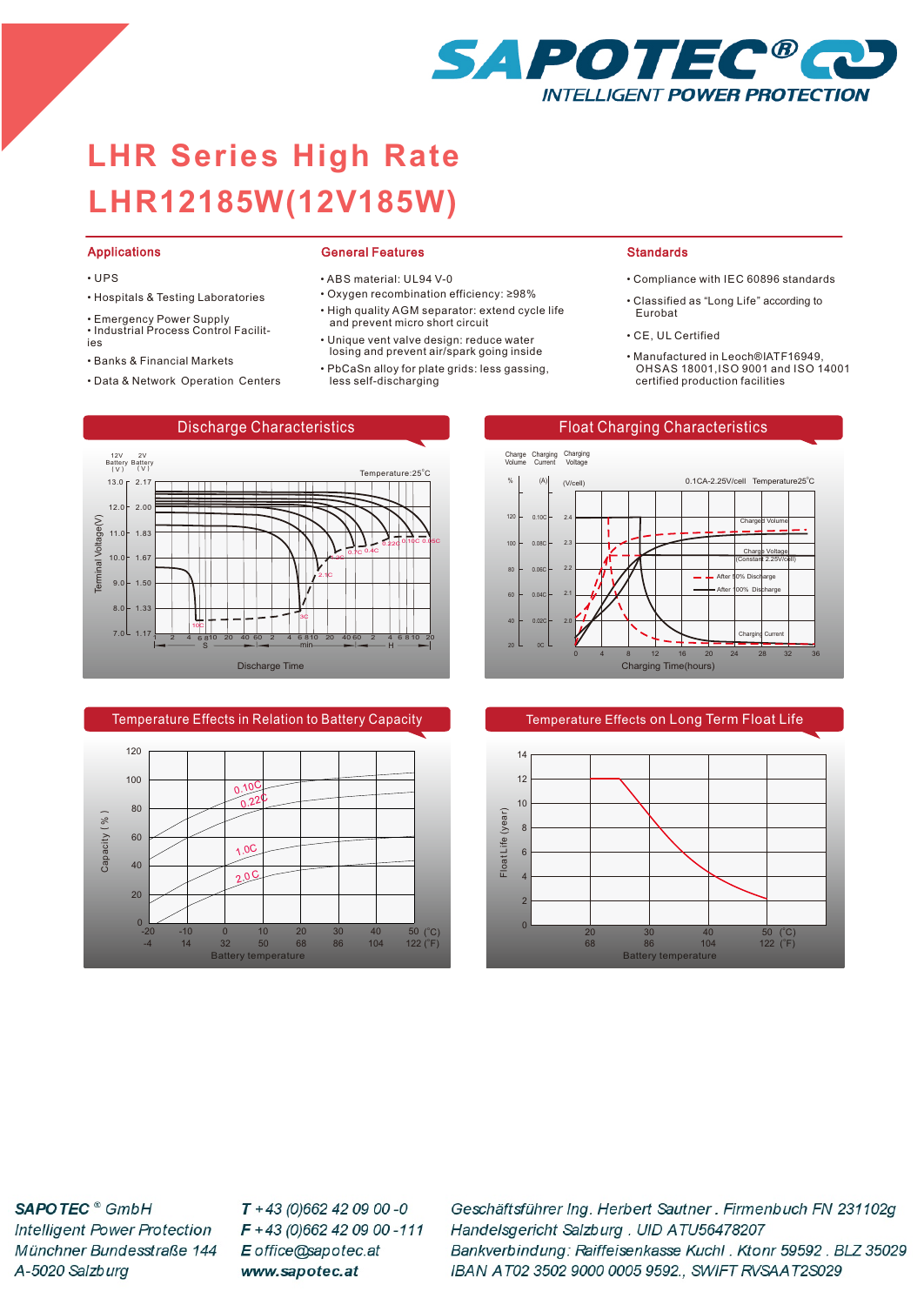SAPOTEC® INTELLIGENT POWER PROTECTION

# LHR Series High Rate
# LHR12185W(12V185W)

## Applications

- UPS
- Hospitals & Testing Laboratories
- Emergency Power Supply
- Industrial Process Control Facilities
- Banks & Financial Markets
- Data & Network Operation Centers

## General Features

- ABS material: UL94 V-0
- Oxygen recombination efficiency: ≥98%
- High quality AGM separator: extend cycle life and prevent micro short circuit
- Unique vent valve design: reduce water losing and prevent air/spark going inside
- PbCaSn alloy for plate grids: less gassing, less self-discharging

## Standards

- Compliance with IEC 60896 standards
- Classified as "Long Life" according to Eurobat
- CE, UL Certified
- Manufactured in Leoch®IATF16949, OHSAS 18001,ISO 9001 and ISO 14001 certified production facilities

## Discharge Characteristics

12V Battery (V)
2V Battery (V)
Temperature:25°C
Terminal Voltage(V)
13.0 2.17
12.0 2.00
11.0 1.83
10.0 1.67
9.0 1.50
8.0 1.33
7.0 1.17
0.22C 0.10C 0.05C
0.7C 0.4C
1.2C
2.1C
3C
10C
1 2 4 6 8 10 20 40 60 2 4 6 8 10 20 40 60 2 4 6 8 10 20
S min H
Discharge Time

## Float Charging Characteristics

Charge Volume %
Charging Current (A)
Charging Voltage (V/cell)
0.1CA-2.25V/cell Temperature25°C
120 0.10C 2.4
100 0.08C 2.3
80 0.06C 2.2
60 0.04C 2.1
40 0.02C 2.0
20 0C
Charged Volume
Charge Voltage (Constant 2.25V/cell)
After 50% Discharge
After 100% Discharge
Charging Current
0 4 8 12 16 20 24 28 32 36
Charging Time(hours)

## Temperature Effects in Relation to Battery Capacity

Capacity ( % )
120
100
80
60
40
20
0
0.10C
0.22C
1.0C
2.0C
-20 -10 0 10 20 30 40 50 (°C)
-4 14 32 50 68 86 104 122 (°F)
Battery temperature

## Temperature Effects on Long Term Float Life

Float Life (year)
14
12
10
8
6
4
2
0
20 30 40 50 (°C)
68 86 104 122 (°F)
Battery temperature

*SAPOTEC® GmbH*
*Intelligent Power Protection*
*Münchner Bundesstraße 144*
*A-5020 Salzburg*

*T +43 (0)662 42 09 00 -0*
*F +43 (0)662 42 09 00 -111*
*E office@sapotec.at*
*www.sapotec.at*

*Geschäftsführer Ing. Herbert Sautner . Firmenbuch FN 231102g*
*Handelsgericht Salzburg . UID ATU56478207*
*Bankverbindung: Raiffeisenkasse Kuchl . Ktonr 59592 . BLZ 35029*
*IBAN AT02 3502 9000 0005 9592., SWIFT RVSAAT2S029*